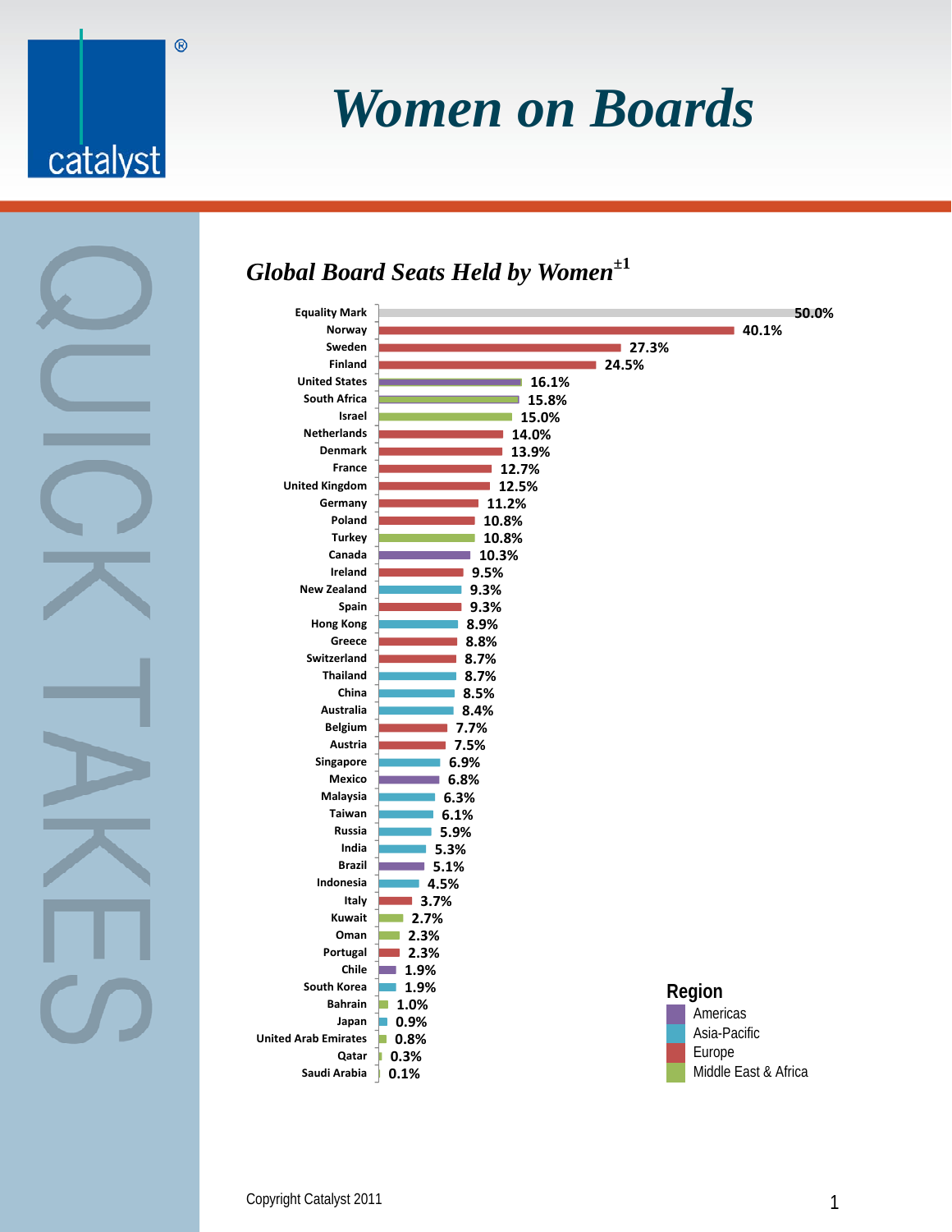# Women on Boards

QUICK TAKES

## *Global Board Seats Held by Women*[±1]

Equality Mark 50.0%
Norway 40.1%
Sweden 27.3%
Finland 24.5%
United States 16.1%
South Africa 15.8%
Israel 15.0%
Netherlands 14.0%
Denmark 13.9%
France 12.7%
United Kingdom 12.5%
Germany 11.2%
Poland 10.8%
Turkey 10.8%
Canada 10.3%
Ireland 9.5%
New Zealand 9.3%
Spain 9.3%
Hong Kong 8.9%
Greece 8.8%
Switzerland 8.7%
Thailand 8.7%
China 8.5%
Australia 8.4%
Belgium 7.7%
Austria 7.5%
Singapore 6.9%
Mexico 6.8%
Malaysia 6.3%
Taiwan 6.1%
Russia 5.9%
India 5.3%
Brazil 5.1%
Indonesia 4.5%
Italy 3.7%
Kuwait 2.7%
Oman 2.3%
Portugal 2.3%
Chile 1.9%
South Korea 1.9%
Bahrain 1.0%
Japan 0.9%
United Arab Emirates 0.8%
Qatar 0.3%
Saudi Arabia 0.1%

Region
Americas
Asia-Pacific
Europe
Middle East & Africa

Copyright Catalyst 2011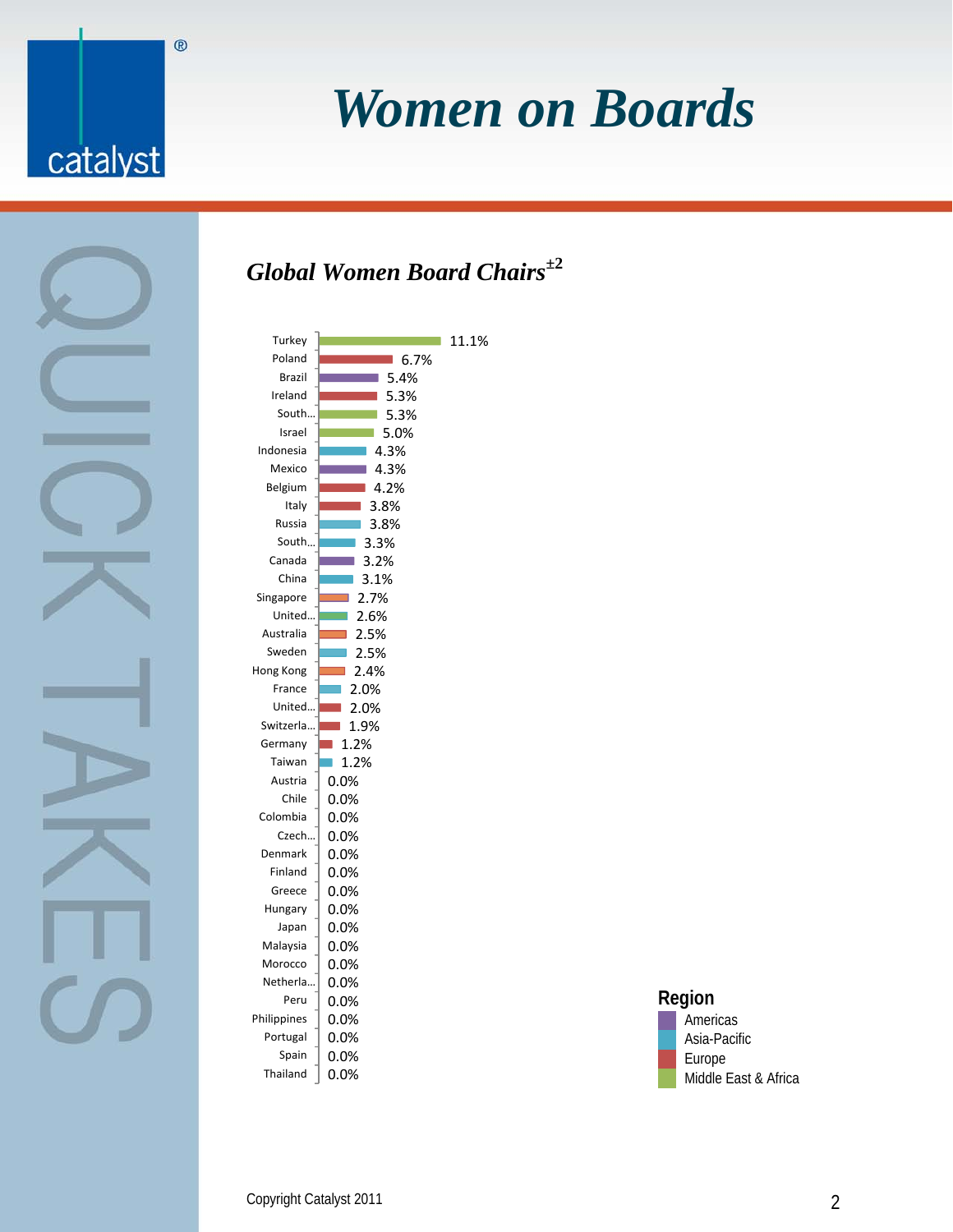## Global Women Board Chairs[±2]

Turkey 11.1%
Poland 6.7%
Brazil 5.4%
Ireland 5.3%
South... 5.3%
Israel 5.0%
Indonesia 4.3%
Mexico 4.3%
Belgium 4.2%
Italy 3.8%
Russia 3.8%
South... 3.3%
Canada 3.2%
China 3.1%
Singapore 2.7%
United... 2.6%
Australia 2.5%
Sweden 2.5%
Hong Kong 2.4%
France 2.0%
United... 2.0%
Switzerla... 1.9%
Germany 1.2%
Taiwan 1.2%
Austria 0.0%
Chile 0.0%
Colombia 0.0%
Czech... 0.0%
Denmark 0.0%
Finland 0.0%
Greece 0.0%
Hungary 0.0%
Japan 0.0%
Malaysia 0.0%
Morocco 0.0%
Netherla... 0.0%
Peru 0.0%
Philippines 0.0%
Portugal 0.0%
Spain 0.0%
Thailand 0.0%

Region
Americas
Asia-Pacific
Europe
Middle East & Africa

Copyright Catalyst 2011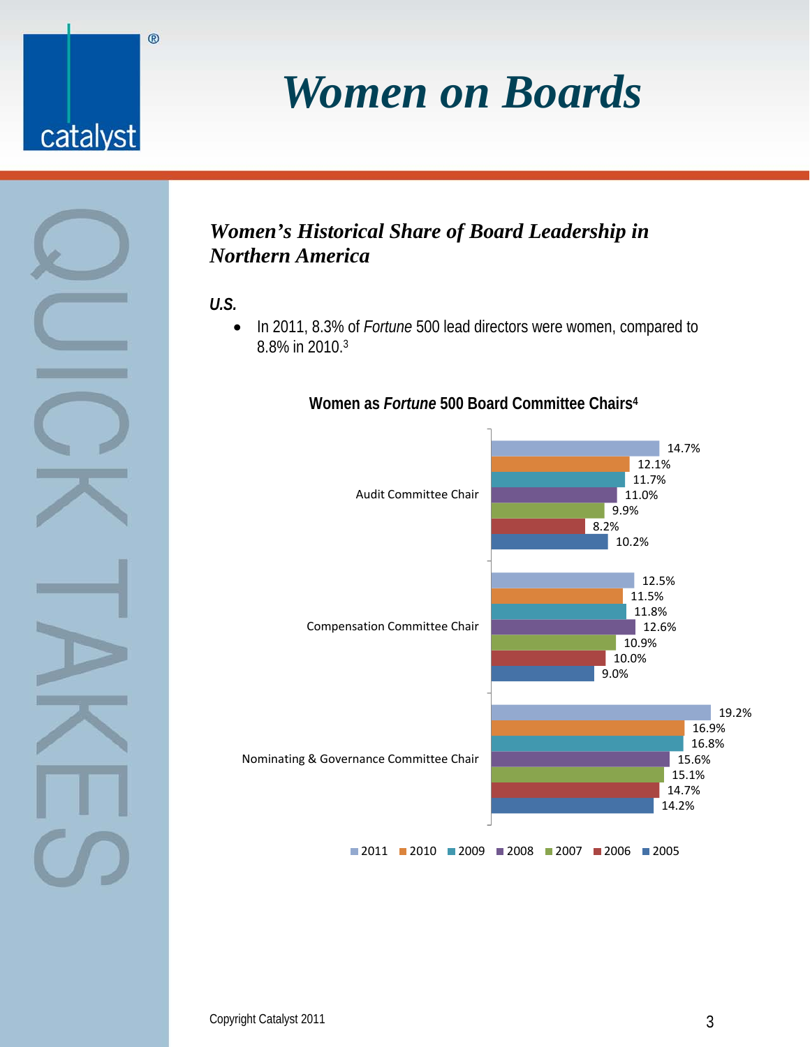# Women on Boards

## *Women's Historical Share of Board Leadership in Northern America*

### *U.S.*

- In 2011, 8.3% of *Fortune* 500 lead directors were women, compared to 8.8% in 2010.[3]

**Women as *Fortune* 500 Board Committee Chairs[4]**

Audit Committee Chair
14.7%
12.1%
11.7%
11.0%
9.9%
8.2%
10.2%

Compensation Committee Chair
12.5%
11.5%
11.8%
12.6%
10.9%
10.0%
9.0%

Nominating & Governance Committee Chair
19.2%
16.9%
16.8%
15.6%
15.1%
14.7%
14.2%

2011 2010 2009 2008 2007 2006 2005

Copyright Catalyst 2011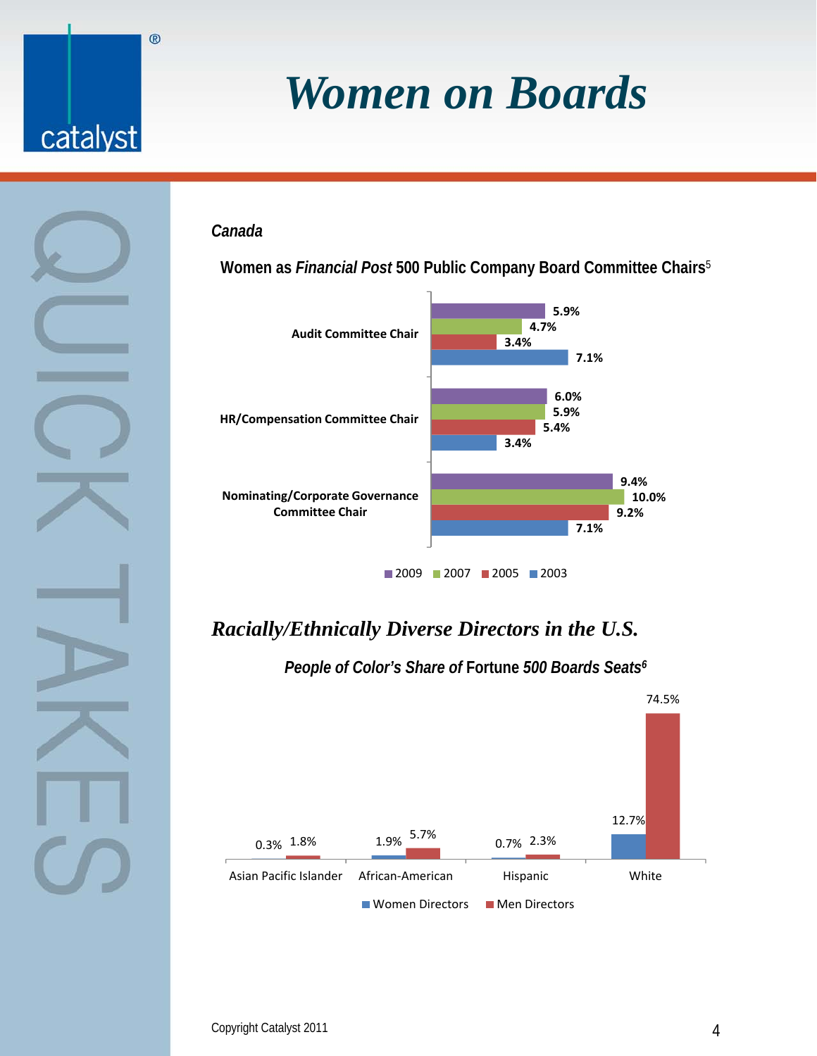# Women on Boards

*Canada*

**Women as *Financial Post* 500 Public Company Board Committee Chairs**[5]

Audit Committee Chair
5.9%
4.7%
3.4%
7.1%

HR/Compensation Committee Chair
6.0%
5.9%
5.4%
3.4%

Nominating/Corporate Governance Committee Chair
9.4%
10.0%
9.2%
7.1%

2009 2007 2005 2003

## *Racially/Ethnically Diverse Directors in the U.S.*

***People of Color's Share of* Fortune *500 Boards Seats***[6]

Asian Pacific Islander 0.3% 1.8%
African-American 1.9% 5.7%
Hispanic 0.7% 2.3%
White 12.7% 74.5%

Women Directors Men Directors

Copyright Catalyst 2011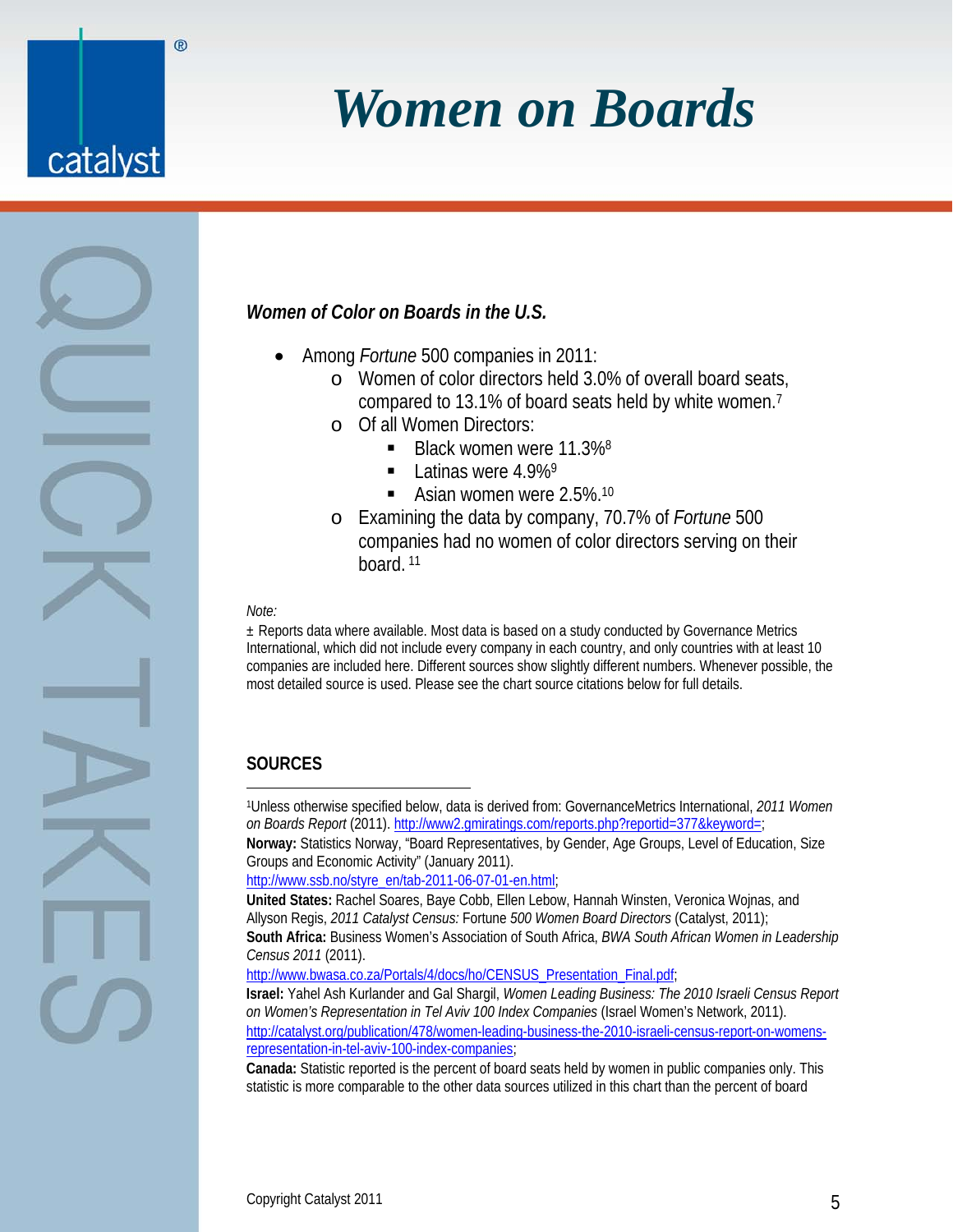# Women on Boards

### *Women of Color on Boards in the U.S.*

- Among *Fortune* 500 companies in 2011:
  - Women of color directors held 3.0% of overall board seats, compared to 13.1% of board seats held by white women.[7]
  - Of all Women Directors:
    - Black women were 11.3%[8]
    - Latinas were 4.9%[9]
    - Asian women were 2.5%.[10]
  - Examining the data by company, 70.7% of *Fortune* 500 companies had no women of color directors serving on their board. [11]

*Note:*

± Reports data where available. Most data is based on a study conducted by Governance Metrics International, which did not include every company in each country, and only countries with at least 10 companies are included here. Different sources show slightly different numbers. Whenever possible, the most detailed source is used. Please see the chart source citations below for full details.

## SOURCES

[1]Unless otherwise specified below, data is derived from: GovernanceMetrics International, *2011 Women on Boards Report* (2011). http://www2.gmiratings.com/reports.php?reportid=377&keyword=;

**Norway:** Statistics Norway, "Board Representatives, by Gender, Age Groups, Level of Education, Size Groups and Economic Activity" (January 2011). http://www.ssb.no/styre_en/tab-2011-06-07-01-en.html;

**United States:** Rachel Soares, Baye Cobb, Ellen Lebow, Hannah Winsten, Veronica Wojnas, and Allyson Regis, *2011 Catalyst Census:* Fortune *500 Women Board Directors* (Catalyst, 2011);

**South Africa:** Business Women's Association of South Africa, *BWA South African Women in Leadership Census 2011* (2011). http://www.bwasa.co.za/Portals/4/docs/ho/CENSUS_Presentation_Final.pdf;

**Israel:** Yahel Ash Kurlander and Gal Shargil, *Women Leading Business: The 2010 Israeli Census Report on Women's Representation in Tel Aviv 100 Index Companies* (Israel Women's Network, 2011). http://catalyst.org/publication/478/women-leading-business-the-2010-israeli-census-report-on-womens-representation-in-tel-aviv-100-index-companies;

**Canada:** Statistic reported is the percent of board seats held by women in public companies only. This statistic is more comparable to the other data sources utilized in this chart than the percent of board

Copyright Catalyst 2011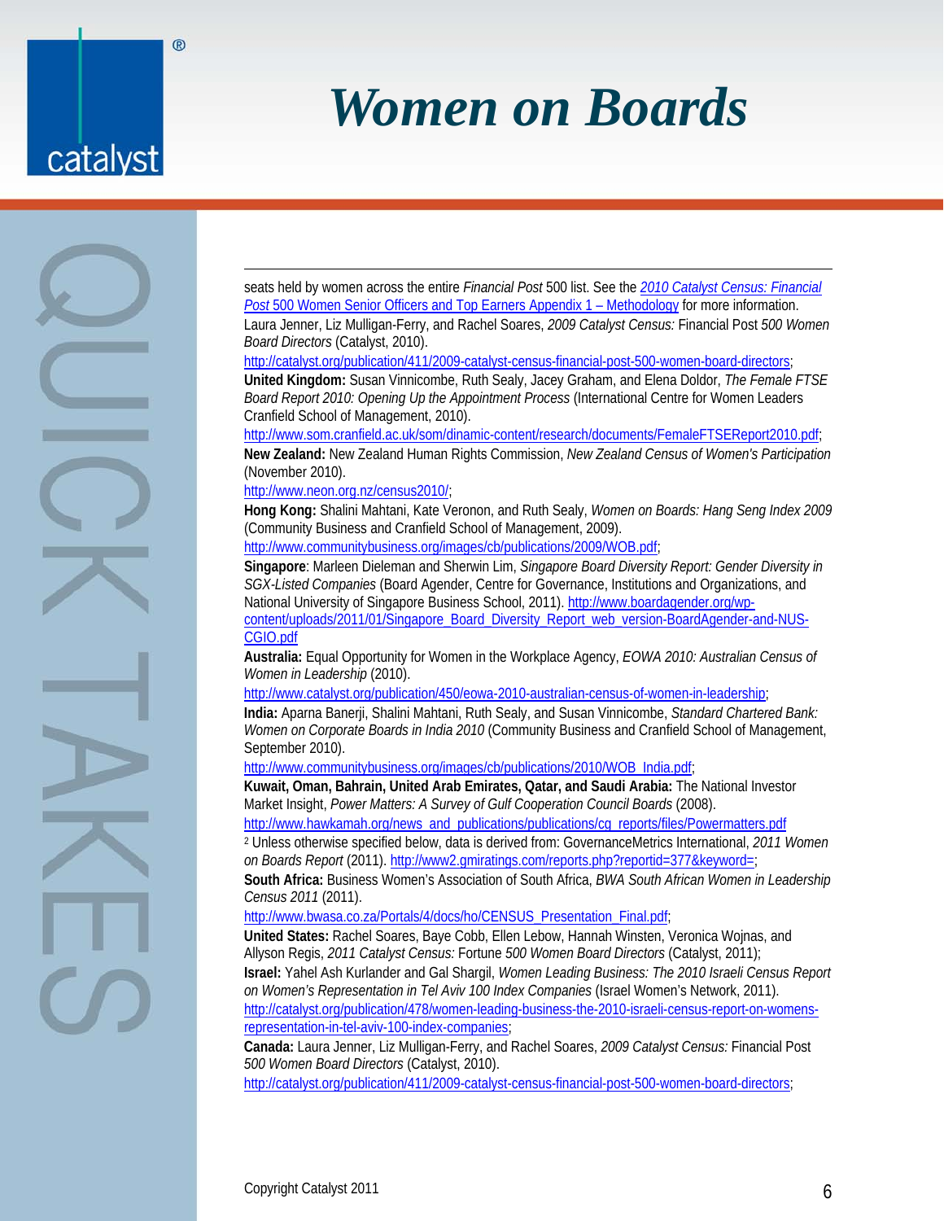seats held by women across the entire *Financial Post* 500 list. See the *2010 Catalyst Census: Financial Post* 500 Women Senior Officers and Top Earners Appendix 1 – Methodology for more information. Laura Jenner, Liz Mulligan-Ferry, and Rachel Soares, *2009 Catalyst Census:* Financial Post *500 Women Board Directors* (Catalyst, 2010).
http://catalyst.org/publication/411/2009-catalyst-census-financial-post-500-women-board-directors;
**United Kingdom:** Susan Vinnicombe, Ruth Sealy, Jacey Graham, and Elena Doldor, *The Female FTSE Board Report 2010: Opening Up the Appointment Process* (International Centre for Women Leaders Cranfield School of Management, 2010).
http://www.som.cranfield.ac.uk/som/dinamic-content/research/documents/FemaleFTSEReport2010.pdf;
**New Zealand:** New Zealand Human Rights Commission, *New Zealand Census of Women's Participation* (November 2010).
http://www.neon.org.nz/census2010/;
**Hong Kong:** Shalini Mahtani, Kate Veronon, and Ruth Sealy, *Women on Boards: Hang Seng Index 2009* (Community Business and Cranfield School of Management, 2009).
http://www.communitybusiness.org/images/cb/publications/2009/WOB.pdf;
**Singapore**: Marleen Dieleman and Sherwin Lim, *Singapore Board Diversity Report: Gender Diversity in SGX-Listed Companies* (Board Agender, Centre for Governance, Institutions and Organizations, and National University of Singapore Business School, 2011). http://www.boardagender.org/wp-content/uploads/2011/01/Singapore_Board_Diversity_Report_web_version-BoardAgender-and-NUS-CGIO.pdf
**Australia:** Equal Opportunity for Women in the Workplace Agency, *EOWA 2010: Australian Census of Women in Leadership* (2010).
http://www.catalyst.org/publication/450/eowa-2010-australian-census-of-women-in-leadership;
**India:** Aparna Banerji, Shalini Mahtani, Ruth Sealy, and Susan Vinnicombe, *Standard Chartered Bank: Women on Corporate Boards in India 2010* (Community Business and Cranfield School of Management, September 2010).
http://www.communitybusiness.org/images/cb/publications/2010/WOB_India.pdf;
**Kuwait, Oman, Bahrain, United Arab Emirates, Qatar, and Saudi Arabia:** The National Investor Market Insight, *Power Matters: A Survey of Gulf Cooperation Council Boards* (2008).
http://www.hawkamah.org/news_and_publications/publications/cg_reports/files/Powermatters.pdf
[2] Unless otherwise specified below, data is derived from: GovernanceMetrics International, *2011 Women on Boards Report* (2011). http://www2.gmiratings.com/reports.php?reportid=377&keyword=;
**South Africa:** Business Women's Association of South Africa, *BWA South African Women in Leadership Census 2011* (2011).
http://www.bwasa.co.za/Portals/4/docs/ho/CENSUS_Presentation_Final.pdf;
**United States:** Rachel Soares, Baye Cobb, Ellen Lebow, Hannah Winsten, Veronica Wojnas, and Allyson Regis, *2011 Catalyst Census:* Fortune *500 Women Board Directors* (Catalyst, 2011);
**Israel:** Yahel Ash Kurlander and Gal Shargil, *Women Leading Business: The 2010 Israeli Census Report on Women's Representation in Tel Aviv 100 Index Companies* (Israel Women's Network, 2011).
http://catalyst.org/publication/478/women-leading-business-the-2010-israeli-census-report-on-womens-representation-in-tel-aviv-100-index-companies;
**Canada:** Laura Jenner, Liz Mulligan-Ferry, and Rachel Soares, *2009 Catalyst Census:* Financial Post *500 Women Board Directors* (Catalyst, 2010).
http://catalyst.org/publication/411/2009-catalyst-census-financial-post-500-women-board-directors;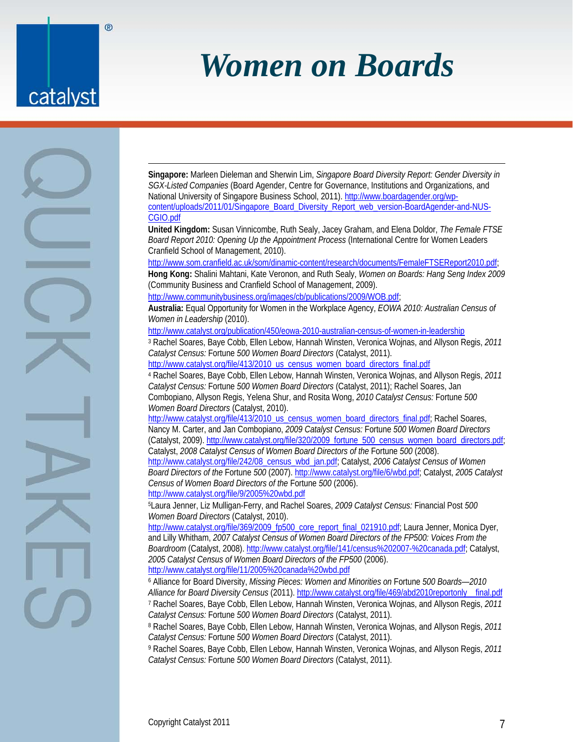**Singapore:** Marleen Dieleman and Sherwin Lim, *Singapore Board Diversity Report: Gender Diversity in SGX-Listed Companies* (Board Agender, Centre for Governance, Institutions and Organizations, and National University of Singapore Business School, 2011). http://www.boardagender.org/wp-content/uploads/2011/01/Singapore_Board_Diversity_Report_web_version-BoardAgender-and-NUS-CGIO.pdf

**United Kingdom:** Susan Vinnicombe, Ruth Sealy, Jacey Graham, and Elena Doldor, *The Female FTSE Board Report 2010: Opening Up the Appointment Process* (International Centre for Women Leaders Cranfield School of Management, 2010). http://www.som.cranfield.ac.uk/som/dinamic-content/research/documents/FemaleFTSEReport2010.pdf;

**Hong Kong:** Shalini Mahtani, Kate Veronon, and Ruth Sealy, *Women on Boards: Hang Seng Index 2009* (Community Business and Cranfield School of Management, 2009). http://www.communitybusiness.org/images/cb/publications/2009/WOB.pdf;

**Australia:** Equal Opportunity for Women in the Workplace Agency, *EOWA 2010: Australian Census of Women in Leadership* (2010). http://www.catalyst.org/publication/450/eowa-2010-australian-census-of-women-in-leadership

[3] Rachel Soares, Baye Cobb, Ellen Lebow, Hannah Winsten, Veronica Wojnas, and Allyson Regis, *2011 Catalyst Census:* Fortune *500 Women Board Directors* (Catalyst, 2011). http://www.catalyst.org/file/413/2010_us_census_women_board_directors_final.pdf

[4] Rachel Soares, Baye Cobb, Ellen Lebow, Hannah Winsten, Veronica Wojnas, and Allyson Regis, *2011 Catalyst Census:* Fortune *500 Women Board Directors* (Catalyst, 2011); Rachel Soares, Jan Combopiano, Allyson Regis, Yelena Shur, and Rosita Wong, *2010 Catalyst Census:* Fortune *500 Women Board Directors* (Catalyst, 2010). http://www.catalyst.org/file/413/2010_us_census_women_board_directors_final.pdf; Rachel Soares, Nancy M. Carter, and Jan Combopiano, *2009 Catalyst Census:* Fortune *500 Women Board Directors* (Catalyst, 2009). http://www.catalyst.org/file/320/2009_fortune_500_census_women_board_directors.pdf; Catalyst, *2008 Catalyst Census of Women Board Directors of the* Fortune *500* (2008). http://www.catalyst.org/file/242/08_census_wbd_jan.pdf; Catalyst, *2006 Catalyst Census of Women Board Directors of the* Fortune *500* (2007). http://www.catalyst.org/file/6/wbd.pdf; Catalyst, *2005 Catalyst Census of Women Board Directors of the* Fortune *500* (2006). http://www.catalyst.org/file/9/2005%20wbd.pdf

[5] Laura Jenner, Liz Mulligan-Ferry, and Rachel Soares, *2009 Catalyst Census:* Financial Post *500 Women Board Directors* (Catalyst, 2010). http://www.catalyst.org/file/369/2009_fp500_core_report_final_021910.pdf; Laura Jenner, Monica Dyer, and Lilly Whitham, *2007 Catalyst Census of Women Board Directors of the FP500: Voices From the Boardroom* (Catalyst, 2008). http://www.catalyst.org/file/141/census%202007-%20canada.pdf; Catalyst, *2005 Catalyst Census of Women Board Directors of the FP500* (2006). http://www.catalyst.org/file/11/2005%20canada%20wbd.pdf

[6] Alliance for Board Diversity, *Missing Pieces: Women and Minorities on* Fortune *500 Boards—2010 Alliance for Board Diversity Census* (2011). http://www.catalyst.org/file/469/abd2010reportonly__final.pdf

[7] Rachel Soares, Baye Cobb, Ellen Lebow, Hannah Winsten, Veronica Wojnas, and Allyson Regis, *2011 Catalyst Census:* Fortune *500 Women Board Directors* (Catalyst, 2011).

[8] Rachel Soares, Baye Cobb, Ellen Lebow, Hannah Winsten, Veronica Wojnas, and Allyson Regis, *2011 Catalyst Census:* Fortune *500 Women Board Directors* (Catalyst, 2011).

[9] Rachel Soares, Baye Cobb, Ellen Lebow, Hannah Winsten, Veronica Wojnas, and Allyson Regis, *2011 Catalyst Census:* Fortune *500 Women Board Directors* (Catalyst, 2011).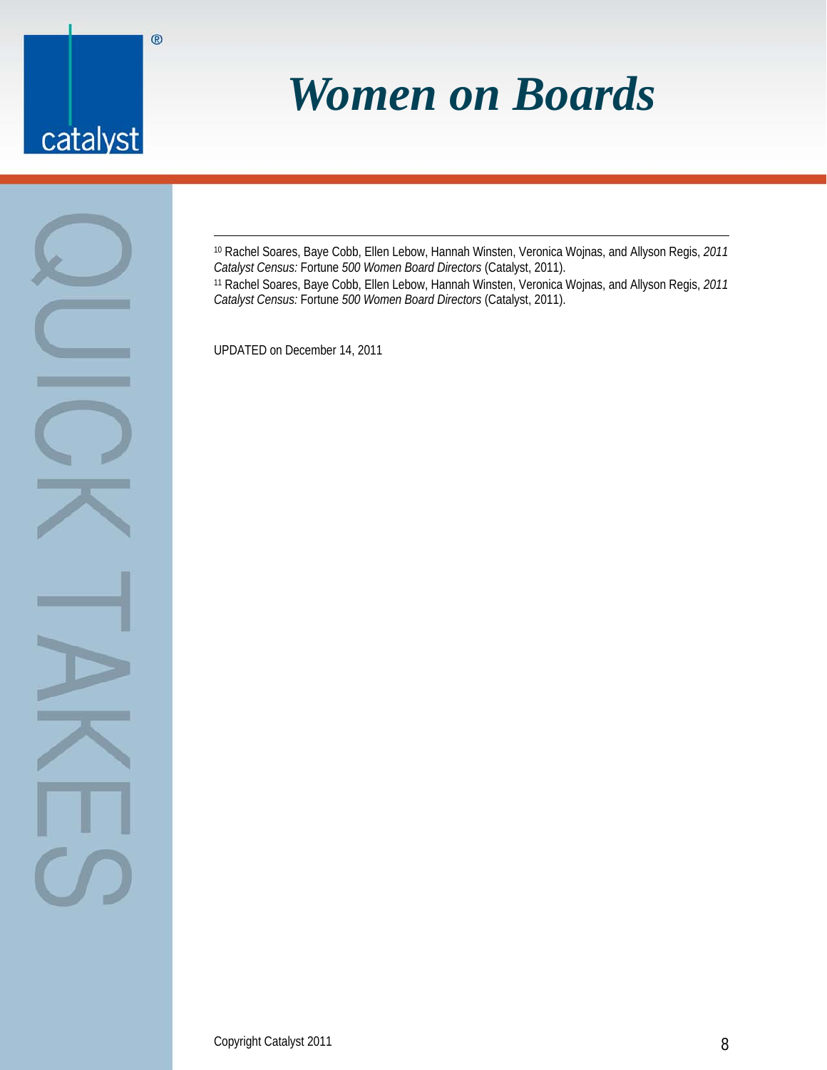[10] Rachel Soares, Baye Cobb, Ellen Lebow, Hannah Winsten, Veronica Wojnas, and Allyson Regis, *2011 Catalyst Census:* Fortune *500 Women Board Directors* (Catalyst, 2011).

[11] Rachel Soares, Baye Cobb, Ellen Lebow, Hannah Winsten, Veronica Wojnas, and Allyson Regis, *2011 Catalyst Census:* Fortune *500 Women Board Directors* (Catalyst, 2011).

UPDATED on December 14, 2011

Copyright Catalyst 2011